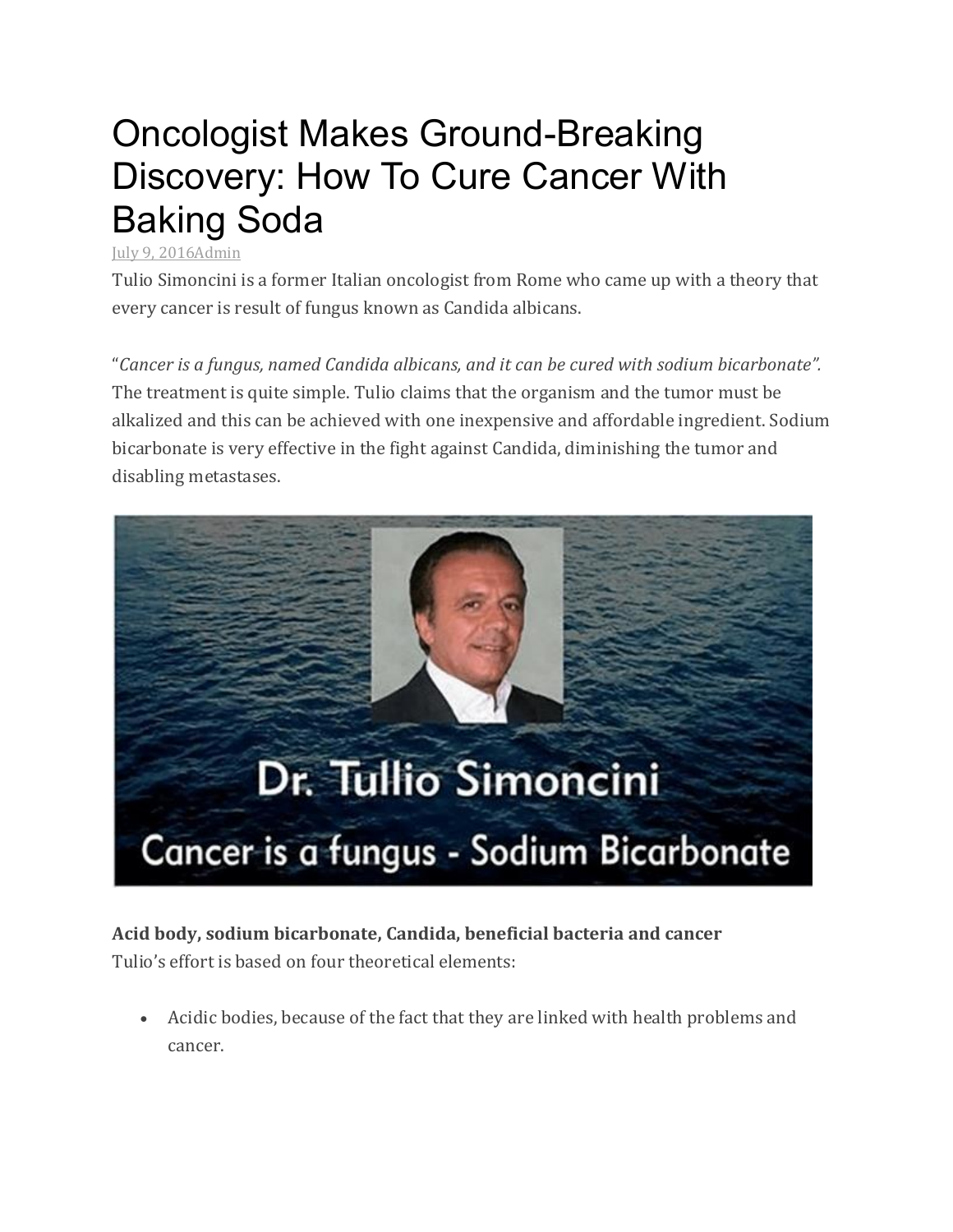# Oncologist Makes Ground-Breaking Discovery: How To Cure Cancer With Baking Soda

July 9, 2016Admin

Tulio Simoncini is a former Italian oncologist from Rome who came up with a theory that every cancer is result of fungus known as Candida albicans.

"*Cancer is a fungus, named Candida albicans, and it can be cured with sodium bicarbonate".* The treatment is quite simple. Tulio claims that the organism and the tumor must be alkalized and this can be achieved with one inexpensive and affordable ingredient. Sodium bicarbonate is very effective in the fight against Candida, diminishing the tumor and disabling metastases.

**Acid body, sodium bicarbonate, Candida, beneficial bacteria and cancer**

Tulio's effort is based on four theoretical elements:

- Acidic bodies, because of the fact that they are linked with health problems and cancer.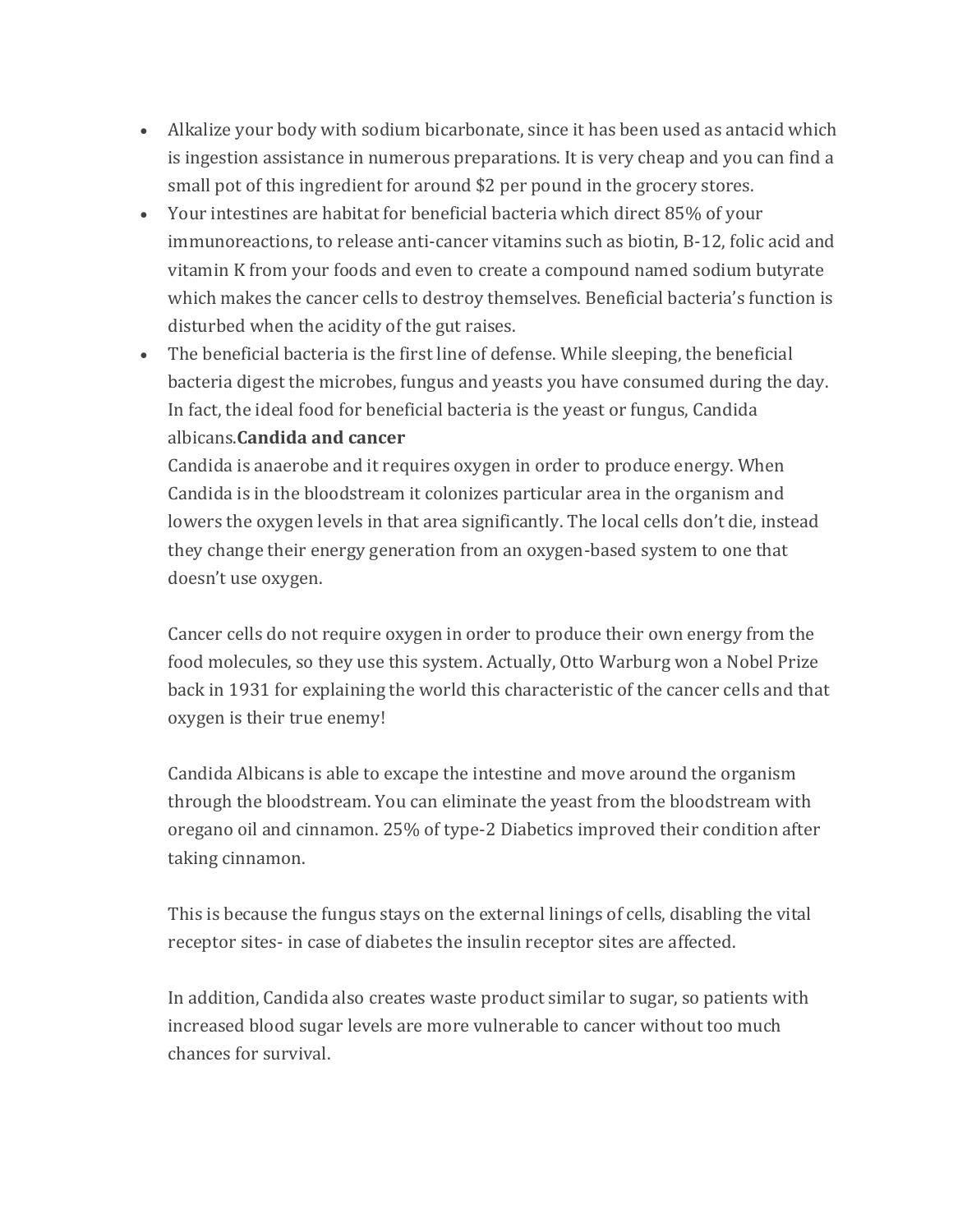- Alkalize your body with sodium bicarbonate, since it has been used as antacid which is ingestion assistance in numerous preparations. It is very cheap and you can find a small pot of this ingredient for around $2 per pound in the grocery stores.
- Your intestines are habitat for beneficial bacteria which direct 85% of your immunoreactions, to release anti-cancer vitamins such as biotin, B-12, folic acid and vitamin K from your foods and even to create a compound named sodium butyrate which makes the cancer cells to destroy themselves. Beneficial bacteria's function is disturbed when the acidity of the gut raises.
- The beneficial bacteria is the first line of defense. While sleeping, the beneficial bacteria digest the microbes, fungus and yeasts you have consumed during the day. In fact, the ideal food for beneficial bacteria is the yeast or fungus, Candida albicans.**Candida and cancer**

  Candida is anaerobe and it requires oxygen in order to produce energy. When Candida is in the bloodstream it colonizes particular area in the organism and lowers the oxygen levels in that area significantly. The local cells don't die, instead they change their energy generation from an oxygen-based system to one that doesn't use oxygen.

  Cancer cells do not require oxygen in order to produce their own energy from the food molecules, so they use this system. Actually, Otto Warburg won a Nobel Prize back in 1931 for explaining the world this characteristic of the cancer cells and that oxygen is their true enemy!

  Candida Albicans is able to excape the intestine and move around the organism through the bloodstream. You can eliminate the yeast from the bloodstream with oregano oil and cinnamon. 25% of type-2 Diabetics improved their condition after taking cinnamon.

  This is because the fungus stays on the external linings of cells, disabling the vital receptor sites- in case of diabetes the insulin receptor sites are affected.

  In addition, Candida also creates waste product similar to sugar, so patients with increased blood sugar levels are more vulnerable to cancer without too much chances for survival.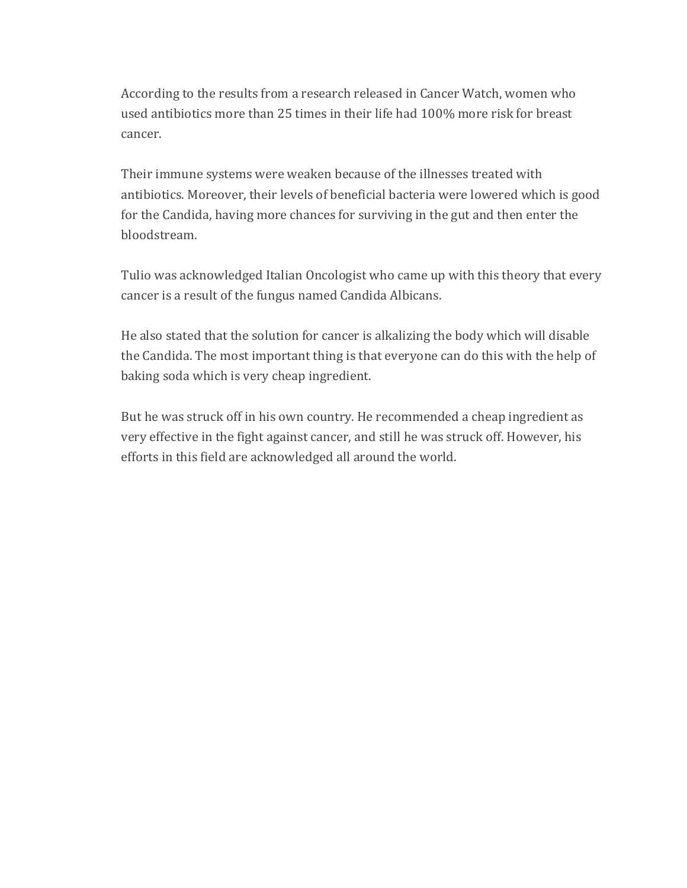According to the results from a research released in Cancer Watch, women who used antibiotics more than 25 times in their life had 100% more risk for breast cancer.

Their immune systems were weaken because of the illnesses treated with antibiotics. Moreover, their levels of beneficial bacteria were lowered which is good for the Candida, having more chances for surviving in the gut and then enter the bloodstream.

Tulio was acknowledged Italian Oncologist who came up with this theory that every cancer is a result of the fungus named Candida Albicans.

He also stated that the solution for cancer is alkalizing the body which will disable the Candida. The most important thing is that everyone can do this with the help of baking soda which is very cheap ingredient.

But he was struck off in his own country. He recommended a cheap ingredient as very effective in the fight against cancer, and still he was struck off. However, his efforts in this field are acknowledged all around the world.